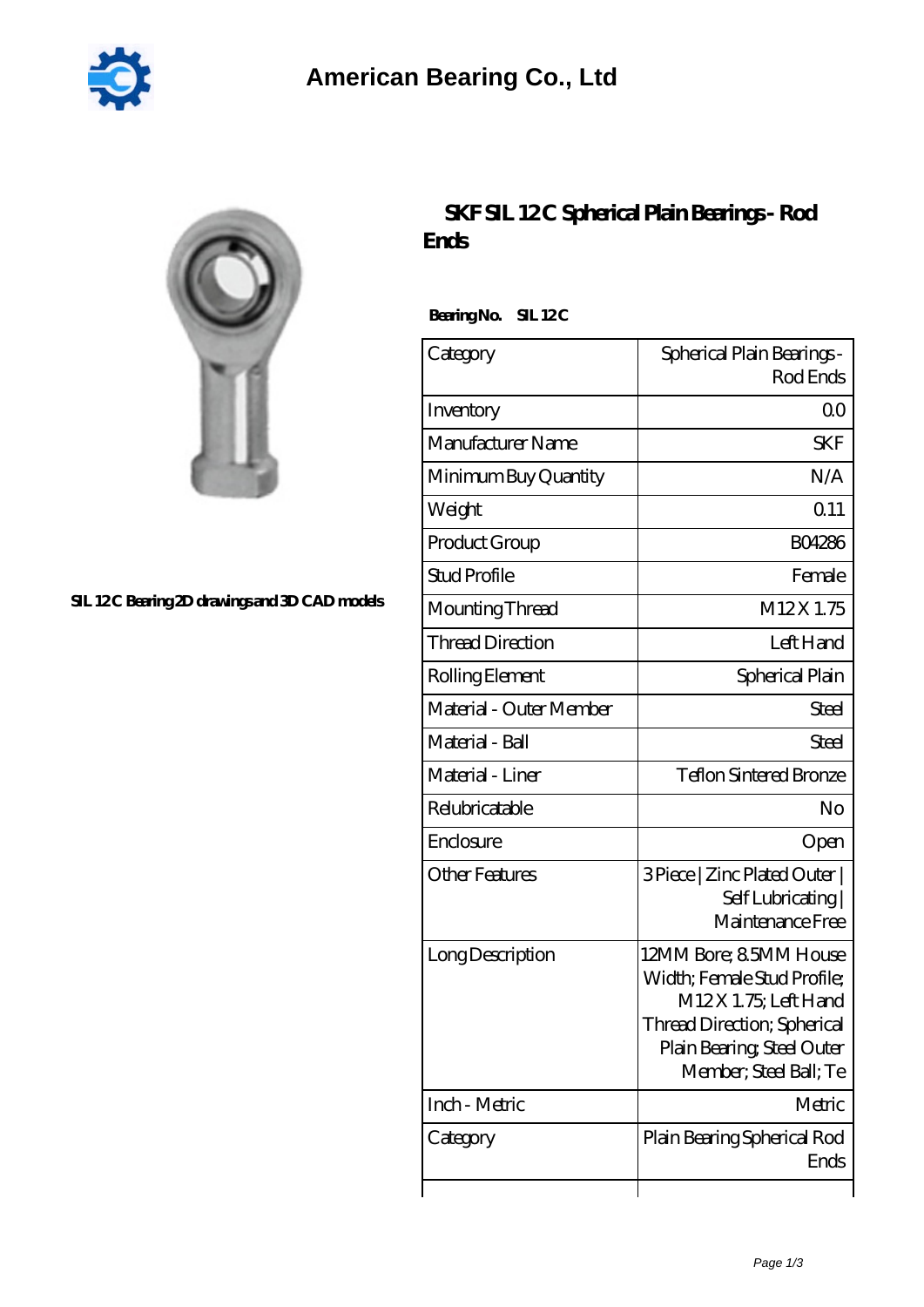American Bearing Co., Ltd

SIL 12C Bearing 2D drawings and 3D CAD models

# SKF SIL 12C Spherical Plain Bearings - Rod Ends

**Bearing No.** SIL 12C

| Category | Spherical Plain Bearings - Rod Ends |
|---|---|
| Inventory | 0.0 |
| Manufacturer Name | SKF |
| Minimum Buy Quantity | N/A |
| Weight | 0.11 |
| Product Group | B04286 |
| Stud Profile | Female |
| Mounting Thread | M12 X 1.75 |
| Thread Direction | Left Hand |
| Rolling Element | Spherical Plain |
| Material - Outer Member | Steel |
| Material - Ball | Steel |
| Material - Liner | Teflon Sintered Bronze |
| Relubricatable | No |
| Enclosure | Open |
| Other Features | 3 Piece \| Zinc Plated Outer \| Self Lubricating \| Maintenance Free |
| Long Description | 12MM Bore; 8.5MM House Width; Female Stud Profile; M12 X 1.75; Left Hand Thread Direction; Spherical Plain Bearing; Steel Outer Member; Steel Ball; Te |
| Inch - Metric | Metric |
| Category | Plain Bearing Spherical Rod Ends |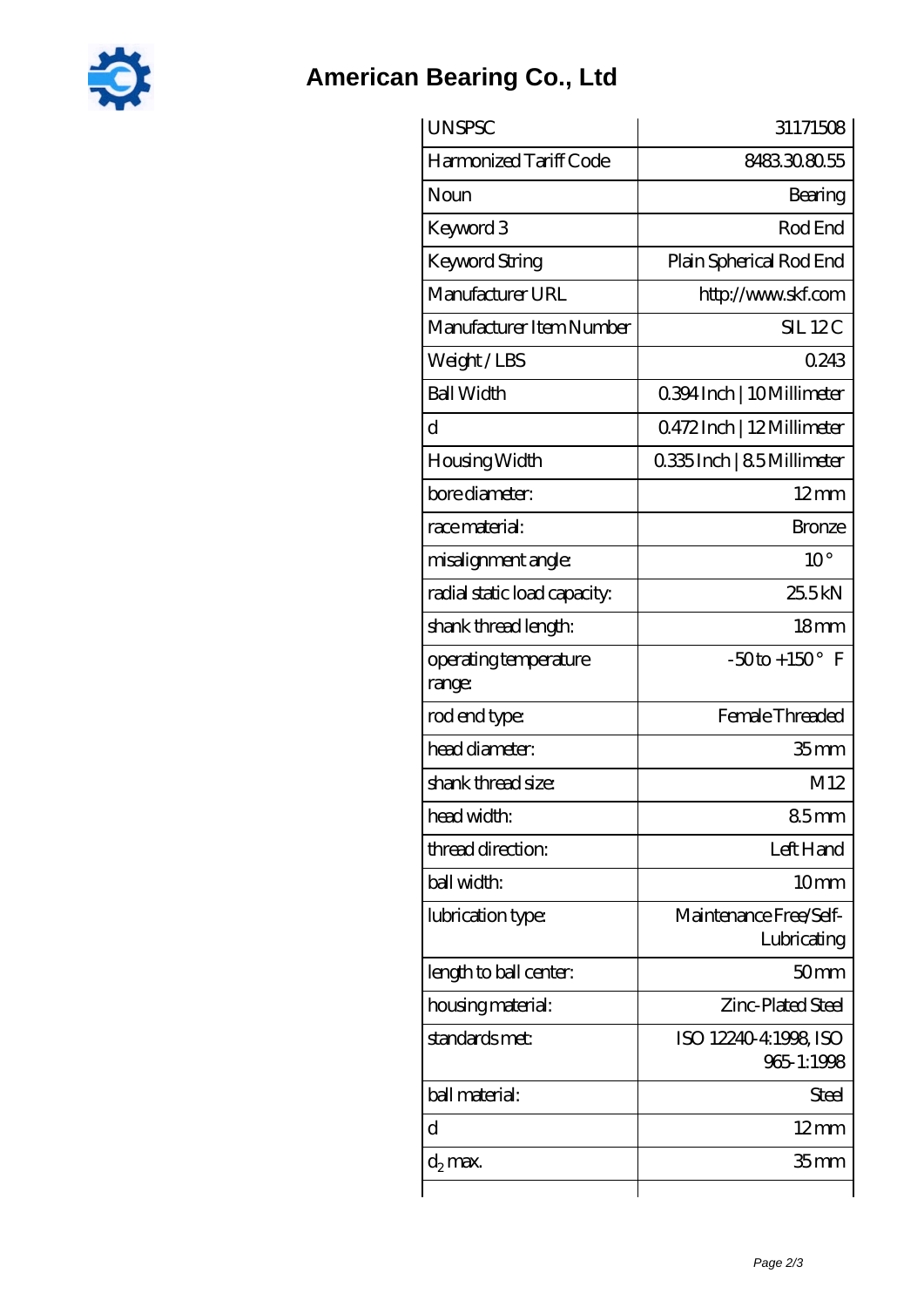# American Bearing Co., Ltd

| UNSPSC | 31171508 |
| --- | --- |
| Harmonized Tariff Code | 8483.30.80.55 |
| Noun | Bearing |
| Keyword 3 | Rod End |
| Keyword String | Plain Spherical Rod End |
| Manufacturer URL | http://www.skf.com |
| Manufacturer Item Number | SIL 12 C |
| Weight / LBS | 0.243 |
| Ball Width | 0.394 Inch \| 10 Millimeter |
| d | 0.472 Inch \| 12 Millimeter |
| Housing Width | 0.335 Inch \| 8.5 Millimeter |
| bore diameter: | 12 mm |
| race material: | Bronze |
| misalignment angle: | 10 ° |
| radial static load capacity: | 25.5 kN |
| shank thread length: | 18 mm |
| operating temperature range: | -50 to +150 ° F |
| rod end type: | Female Threaded |
| head diameter: | 35 mm |
| shank thread size: | M12 |
| head width: | 8.5 mm |
| thread direction: | Left Hand |
| ball width: | 10 mm |
| lubrication type: | Maintenance Free/Self-Lubricating |
| length to ball center: | 50 mm |
| housing material: | Zinc-Plated Steel |
| standards met: | ISO 12240-4:1998, ISO 965-1:1998 |
| ball material: | Steel |
| d | 12 mm |
| $d_2$ max. | 35 mm |
| | |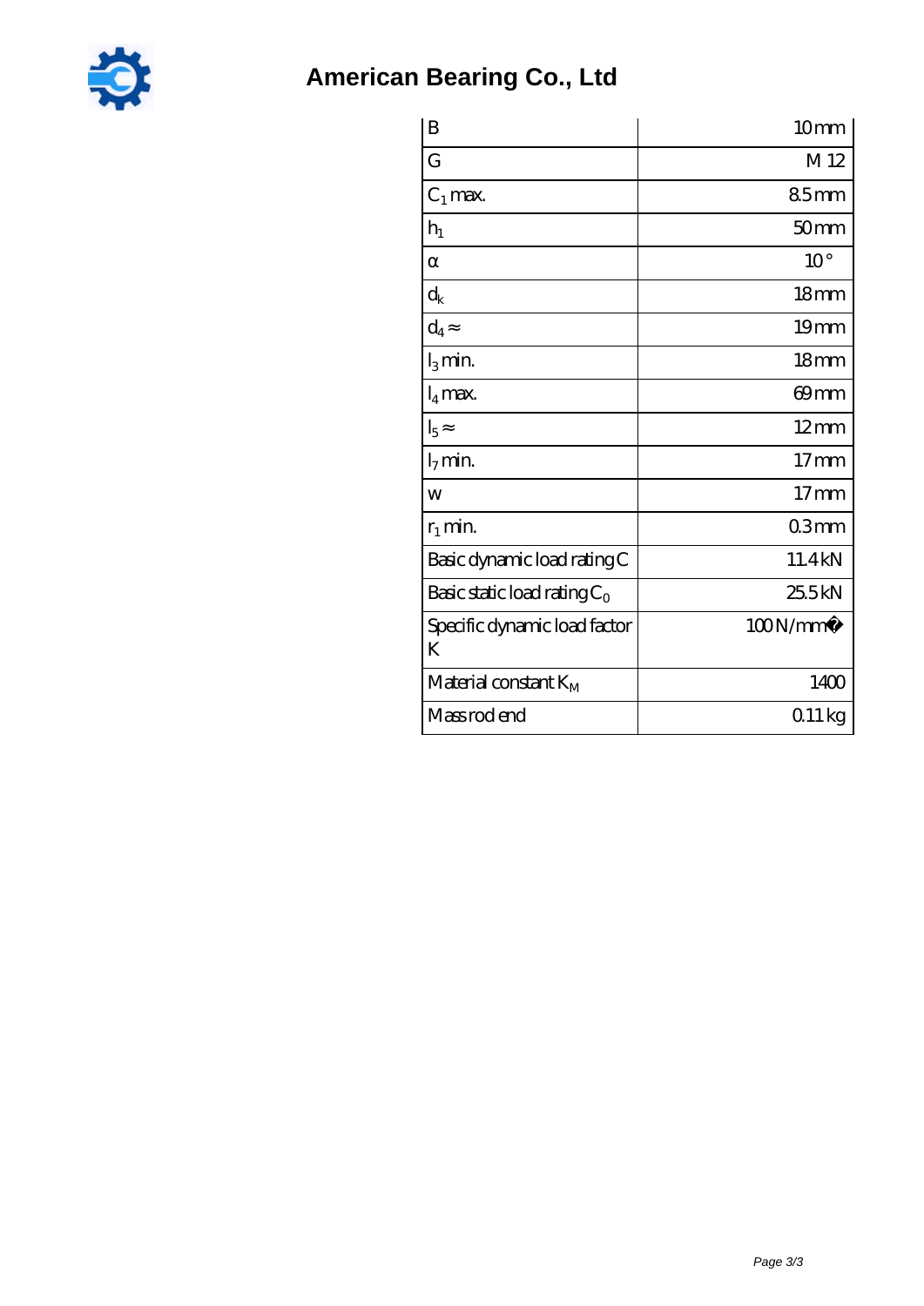## American Bearing Co., Ltd

| | |
|---|---|
| B | 10 mm |
| G | M 12 |
| $C_1$ max. | 8.5 mm |
| $h_1$ | 50 mm |
| α | 10 ° |
| $d_k$ | 18 mm |
| $d_4$ ≈ | 19 mm |
| $l_3$ min. | 18 mm |
| $l_4$ max. | 69 mm |
| $l_5$ ≈ | 12 mm |
| $l_7$ min. | 17 mm |
| w | 17 mm |
| $r_1$ min. | 0.3 mm |
| Basic dynamic load rating C | 11.4 kN |
| Basic static load rating $C_0$ | 25.5 kN |
| Specific dynamic load factor K | 100 N/mm� |
| Material constant $K_M$ | 1400 |
| Mass rod end | 0.11 kg |